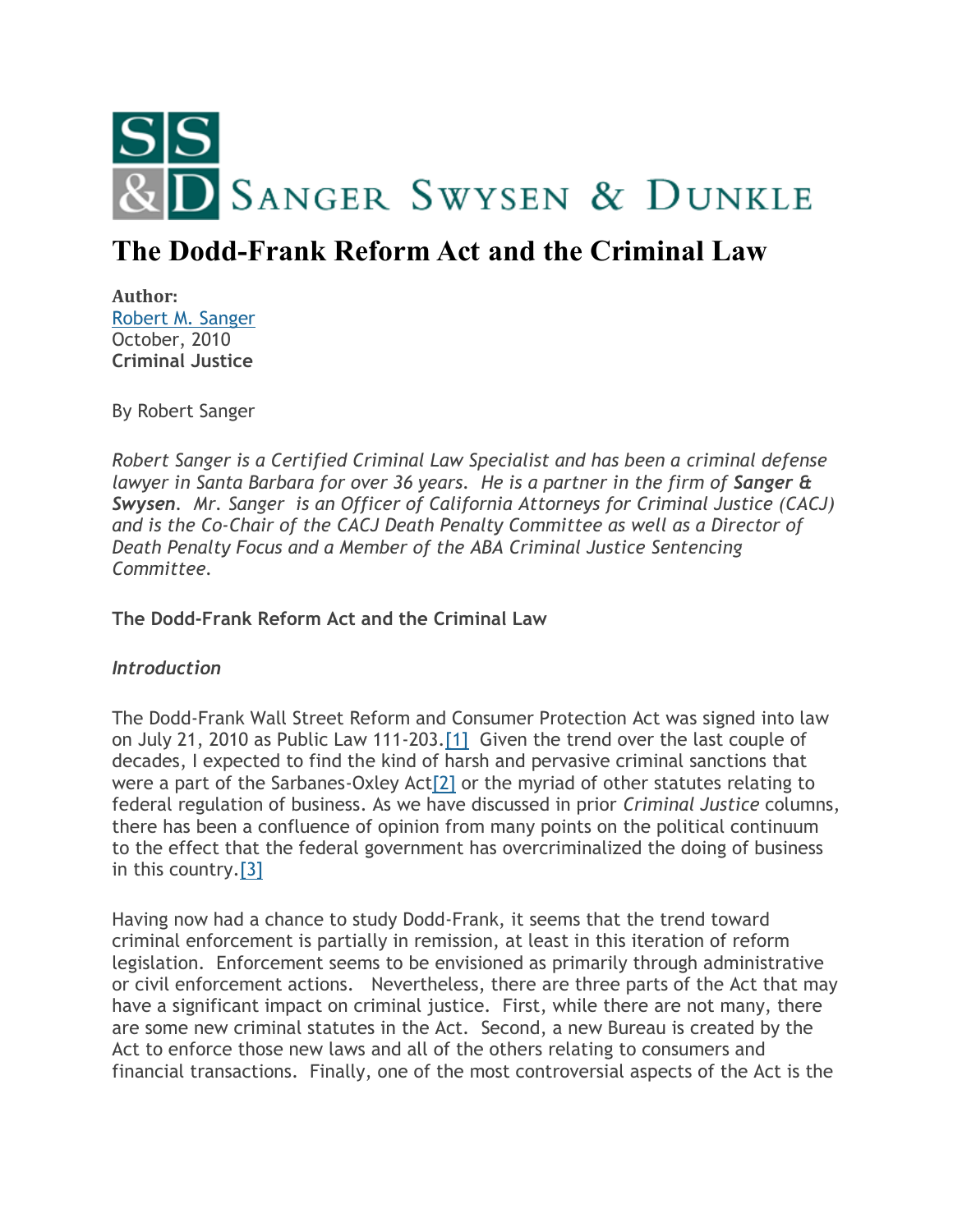SANGER SWYSEN & DUNKLE

# The Dodd-Frank Reform Act and the Criminal Law

**Author:**
Robert M. Sanger
October, 2010
**Criminal Justice**

By Robert Sanger

*Robert Sanger is a Certified Criminal Law Specialist and has been a criminal defense lawyer in Santa Barbara for over 36 years. He is a partner in the firm of **Sanger & Swysen**. Mr. Sanger is an Officer of California Attorneys for Criminal Justice (CACJ) and is the Co-Chair of the CACJ Death Penalty Committee as well as a Director of Death Penalty Focus and a Member of the ABA Criminal Justice Sentencing Committee.*

**The Dodd-Frank Reform Act and the Criminal Law**

***Introduction***

The Dodd-Frank Wall Street Reform and Consumer Protection Act was signed into law on July 21, 2010 as Public Law 111-203.[1] Given the trend over the last couple of decades, I expected to find the kind of harsh and pervasive criminal sanctions that were a part of the Sarbanes-Oxley Act[2] or the myriad of other statutes relating to federal regulation of business. As we have discussed in prior *Criminal Justice* columns, there has been a confluence of opinion from many points on the political continuum to the effect that the federal government has overcriminalized the doing of business in this country.[3]

Having now had a chance to study Dodd-Frank, it seems that the trend toward criminal enforcement is partially in remission, at least in this iteration of reform legislation. Enforcement seems to be envisioned as primarily through administrative or civil enforcement actions. Nevertheless, there are three parts of the Act that may have a significant impact on criminal justice. First, while there are not many, there are some new criminal statutes in the Act. Second, a new Bureau is created by the Act to enforce those new laws and all of the others relating to consumers and financial transactions. Finally, one of the most controversial aspects of the Act is the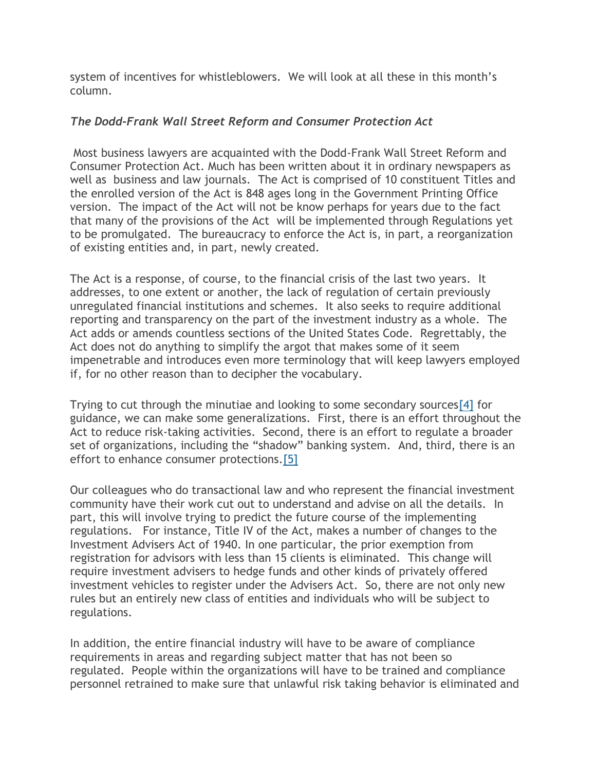system of incentives for whistleblowers.  We will look at all these in this month's column.

*The Dodd-Frank Wall Street Reform and Consumer Protection Act*

Most business lawyers are acquainted with the Dodd-Frank Wall Street Reform and Consumer Protection Act. Much has been written about it in ordinary newspapers as well as business and law journals.  The Act is comprised of 10 constituent Titles and the enrolled version of the Act is 848 ages long in the Government Printing Office version.  The impact of the Act will not be know perhaps for years due to the fact that many of the provisions of the Act will be implemented through Regulations yet to be promulgated.  The bureaucracy to enforce the Act is, in part, a reorganization of existing entities and, in part, newly created.

The Act is a response, of course, to the financial crisis of the last two years.  It addresses, to one extent or another, the lack of regulation of certain previously unregulated financial institutions and schemes.  It also seeks to require additional reporting and transparency on the part of the investment industry as a whole.  The Act adds or amends countless sections of the United States Code.  Regrettably, the Act does not do anything to simplify the argot that makes some of it seem impenetrable and introduces even more terminology that will keep lawyers employed if, for no other reason than to decipher the vocabulary.

Trying to cut through the minutiae and looking to some secondary sources[4] for guidance, we can make some generalizations.  First, there is an effort throughout the Act to reduce risk-taking activities.  Second, there is an effort to regulate a broader set of organizations, including the "shadow" banking system.  And, third, there is an effort to enhance consumer protections.[5]

Our colleagues who do transactional law and who represent the financial investment community have their work cut out to understand and advise on all the details.  In part, this will involve trying to predict the future course of the implementing regulations.   For instance, Title IV of the Act, makes a number of changes to the Investment Advisers Act of 1940. In one particular, the prior exemption from registration for advisors with less than 15 clients is eliminated.  This change will require investment advisers to hedge funds and other kinds of privately offered investment vehicles to register under the Advisers Act.  So, there are not only new rules but an entirely new class of entities and individuals who will be subject to regulations.

In addition, the entire financial industry will have to be aware of compliance requirements in areas and regarding subject matter that has not been so regulated.  People within the organizations will have to be trained and compliance personnel retrained to make sure that unlawful risk taking behavior is eliminated and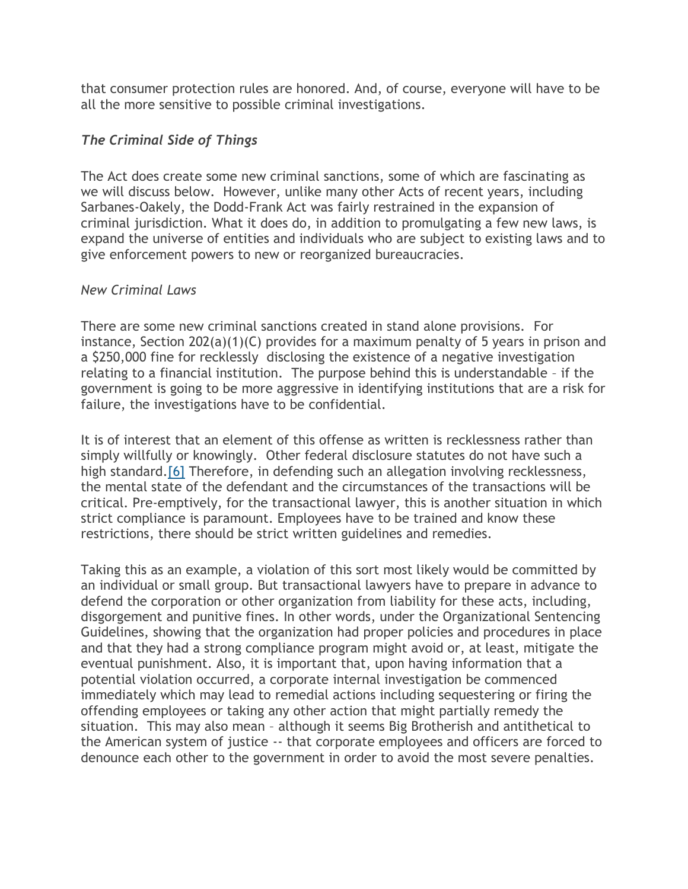that consumer protection rules are honored. And, of course, everyone will have to be all the more sensitive to possible criminal investigations.

### *The Criminal Side of Things*

The Act does create some new criminal sanctions, some of which are fascinating as we will discuss below. However, unlike many other Acts of recent years, including Sarbanes-Oakely, the Dodd-Frank Act was fairly restrained in the expansion of criminal jurisdiction. What it does do, in addition to promulgating a few new laws, is expand the universe of entities and individuals who are subject to existing laws and to give enforcement powers to new or reorganized bureaucracies.

*New Criminal Laws*

There are some new criminal sanctions created in stand alone provisions. For instance, Section 202(a)(1)(C) provides for a maximum penalty of 5 years in prison and a $250,000 fine for recklessly disclosing the existence of a negative investigation relating to a financial institution. The purpose behind this is understandable – if the government is going to be more aggressive in identifying institutions that are a risk for failure, the investigations have to be confidential.

It is of interest that an element of this offense as written is recklessness rather than simply willfully or knowingly. Other federal disclosure statutes do not have such a high standard.[6] Therefore, in defending such an allegation involving recklessness, the mental state of the defendant and the circumstances of the transactions will be critical. Pre-emptively, for the transactional lawyer, this is another situation in which strict compliance is paramount. Employees have to be trained and know these restrictions, there should be strict written guidelines and remedies.

Taking this as an example, a violation of this sort most likely would be committed by an individual or small group. But transactional lawyers have to prepare in advance to defend the corporation or other organization from liability for these acts, including, disgorgement and punitive fines. In other words, under the Organizational Sentencing Guidelines, showing that the organization had proper policies and procedures in place and that they had a strong compliance program might avoid or, at least, mitigate the eventual punishment. Also, it is important that, upon having information that a potential violation occurred, a corporate internal investigation be commenced immediately which may lead to remedial actions including sequestering or firing the offending employees or taking any other action that might partially remedy the situation. This may also mean – although it seems Big Brotherish and antithetical to the American system of justice -- that corporate employees and officers are forced to denounce each other to the government in order to avoid the most severe penalties.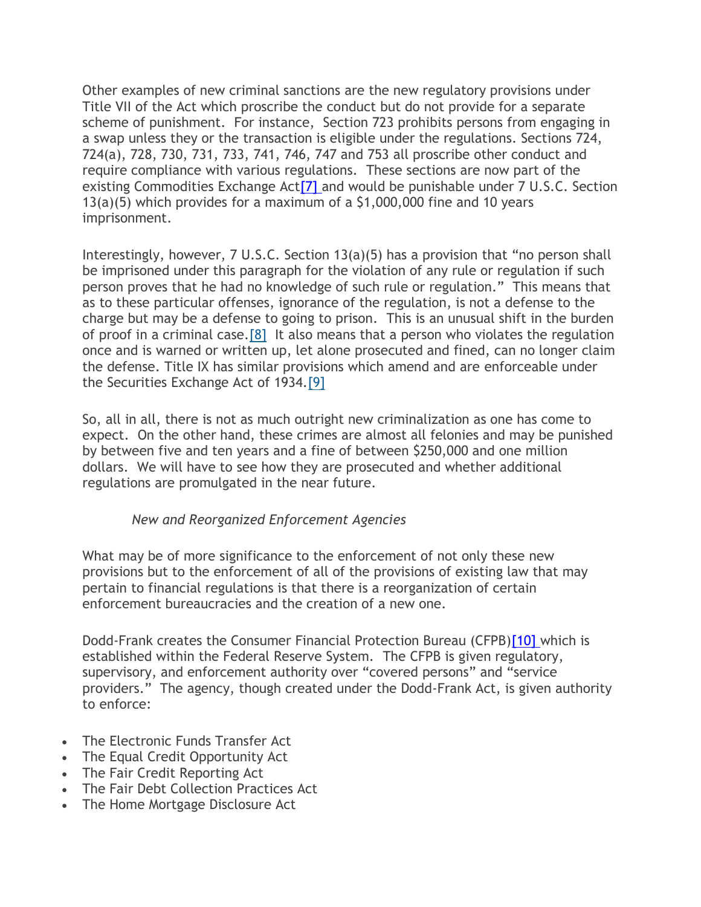Other examples of new criminal sanctions are the new regulatory provisions under Title VII of the Act which proscribe the conduct but do not provide for a separate scheme of punishment. For instance, Section 723 prohibits persons from engaging in a swap unless they or the transaction is eligible under the regulations. Sections 724, 724(a), 728, 730, 731, 733, 741, 746, 747 and 753 all proscribe other conduct and require compliance with various regulations. These sections are now part of the existing Commodities Exchange Act[7] and would be punishable under 7 U.S.C. Section 13(a)(5) which provides for a maximum of a $1,000,000 fine and 10 years imprisonment.

Interestingly, however, 7 U.S.C. Section 13(a)(5) has a provision that "no person shall be imprisoned under this paragraph for the violation of any rule or regulation if such person proves that he had no knowledge of such rule or regulation." This means that as to these particular offenses, ignorance of the regulation, is not a defense to the charge but may be a defense to going to prison. This is an unusual shift in the burden of proof in a criminal case.[8] It also means that a person who violates the regulation once and is warned or written up, let alone prosecuted and fined, can no longer claim the defense. Title IX has similar provisions which amend and are enforceable under the Securities Exchange Act of 1934.[9]

So, all in all, there is not as much outright new criminalization as one has come to expect. On the other hand, these crimes are almost all felonies and may be punished by between five and ten years and a fine of between $250,000 and one million dollars. We will have to see how they are prosecuted and whether additional regulations are promulgated in the near future.

*New and Reorganized Enforcement Agencies*

What may be of more significance to the enforcement of not only these new provisions but to the enforcement of all of the provisions of existing law that may pertain to financial regulations is that there is a reorganization of certain enforcement bureaucracies and the creation of a new one.

Dodd-Frank creates the Consumer Financial Protection Bureau (CFPB)[10] which is established within the Federal Reserve System. The CFPB is given regulatory, supervisory, and enforcement authority over "covered persons" and "service providers." The agency, though created under the Dodd-Frank Act, is given authority to enforce:

- The Electronic Funds Transfer Act
- The Equal Credit Opportunity Act
- The Fair Credit Reporting Act
- The Fair Debt Collection Practices Act
- The Home Mortgage Disclosure Act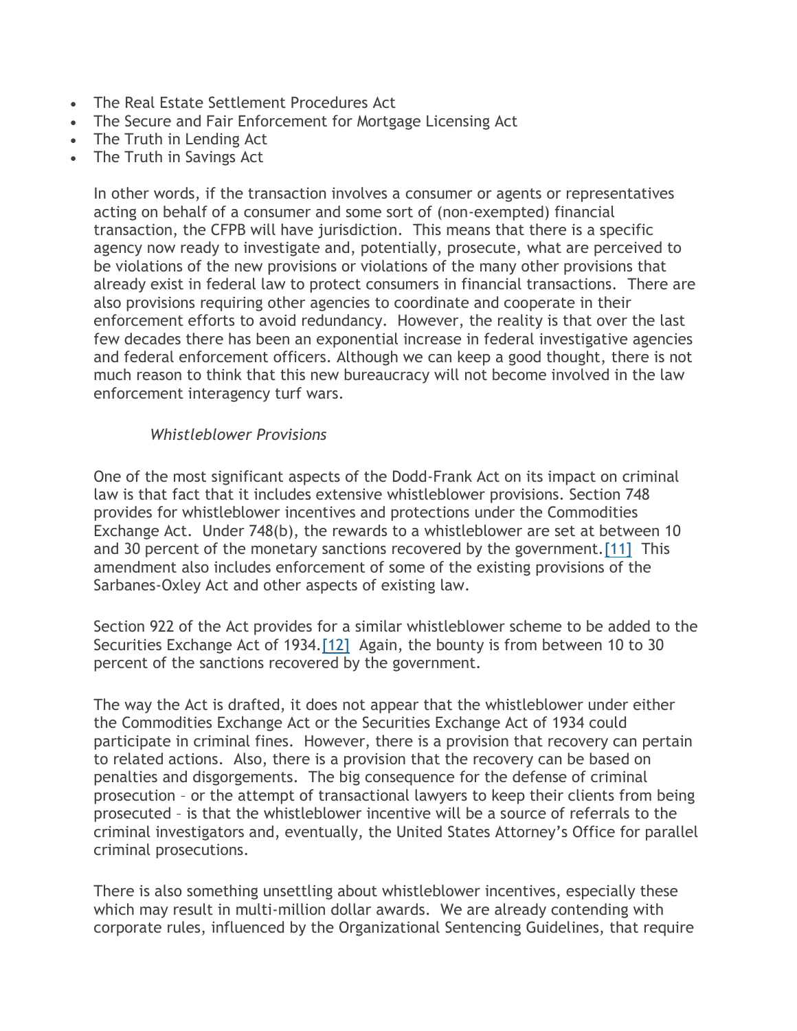- The Real Estate Settlement Procedures Act
- The Secure and Fair Enforcement for Mortgage Licensing Act
- The Truth in Lending Act
- The Truth in Savings Act

In other words, if the transaction involves a consumer or agents or representatives acting on behalf of a consumer and some sort of (non-exempted) financial transaction, the CFPB will have jurisdiction. This means that there is a specific agency now ready to investigate and, potentially, prosecute, what are perceived to be violations of the new provisions or violations of the many other provisions that already exist in federal law to protect consumers in financial transactions. There are also provisions requiring other agencies to coordinate and cooperate in their enforcement efforts to avoid redundancy. However, the reality is that over the last few decades there has been an exponential increase in federal investigative agencies and federal enforcement officers. Although we can keep a good thought, there is not much reason to think that this new bureaucracy will not become involved in the law enforcement interagency turf wars.

*Whistleblower Provisions*

One of the most significant aspects of the Dodd-Frank Act on its impact on criminal law is that fact that it includes extensive whistleblower provisions. Section 748 provides for whistleblower incentives and protections under the Commodities Exchange Act. Under 748(b), the rewards to a whistleblower are set at between 10 and 30 percent of the monetary sanctions recovered by the government.[11] This amendment also includes enforcement of some of the existing provisions of the Sarbanes-Oxley Act and other aspects of existing law.

Section 922 of the Act provides for a similar whistleblower scheme to be added to the Securities Exchange Act of 1934.[12] Again, the bounty is from between 10 to 30 percent of the sanctions recovered by the government.

The way the Act is drafted, it does not appear that the whistleblower under either the Commodities Exchange Act or the Securities Exchange Act of 1934 could participate in criminal fines. However, there is a provision that recovery can pertain to related actions. Also, there is a provision that the recovery can be based on penalties and disgorgements. The big consequence for the defense of criminal prosecution – or the attempt of transactional lawyers to keep their clients from being prosecuted – is that the whistleblower incentive will be a source of referrals to the criminal investigators and, eventually, the United States Attorney's Office for parallel criminal prosecutions.

There is also something unsettling about whistleblower incentives, especially these which may result in multi-million dollar awards. We are already contending with corporate rules, influenced by the Organizational Sentencing Guidelines, that require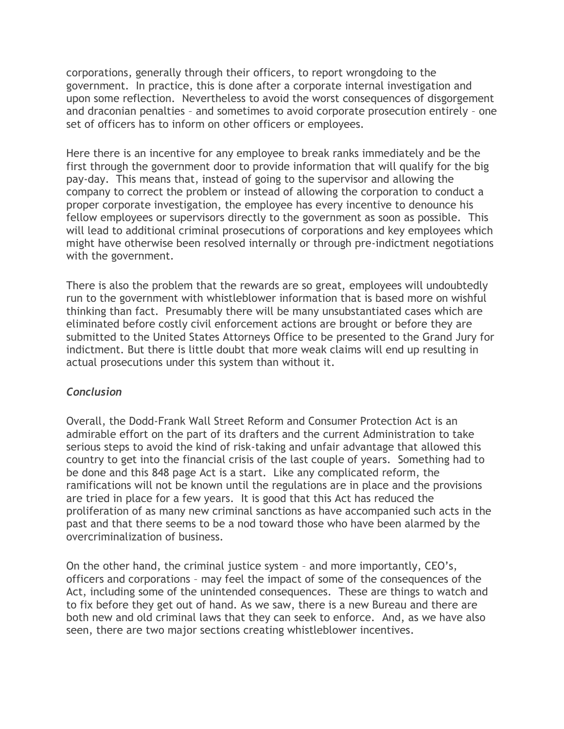corporations, generally through their officers, to report wrongdoing to the government. In practice, this is done after a corporate internal investigation and upon some reflection. Nevertheless to avoid the worst consequences of disgorgement and draconian penalties – and sometimes to avoid corporate prosecution entirely – one set of officers has to inform on other officers or employees.

Here there is an incentive for any employee to break ranks immediately and be the first through the government door to provide information that will qualify for the big pay-day. This means that, instead of going to the supervisor and allowing the company to correct the problem or instead of allowing the corporation to conduct a proper corporate investigation, the employee has every incentive to denounce his fellow employees or supervisors directly to the government as soon as possible. This will lead to additional criminal prosecutions of corporations and key employees which might have otherwise been resolved internally or through pre-indictment negotiations with the government.

There is also the problem that the rewards are so great, employees will undoubtedly run to the government with whistleblower information that is based more on wishful thinking than fact. Presumably there will be many unsubstantiated cases which are eliminated before costly civil enforcement actions are brought or before they are submitted to the United States Attorneys Office to be presented to the Grand Jury for indictment. But there is little doubt that more weak claims will end up resulting in actual prosecutions under this system than without it.

### *Conclusion*

Overall, the Dodd-Frank Wall Street Reform and Consumer Protection Act is an admirable effort on the part of its drafters and the current Administration to take serious steps to avoid the kind of risk-taking and unfair advantage that allowed this country to get into the financial crisis of the last couple of years. Something had to be done and this 848 page Act is a start. Like any complicated reform, the ramifications will not be known until the regulations are in place and the provisions are tried in place for a few years. It is good that this Act has reduced the proliferation of as many new criminal sanctions as have accompanied such acts in the past and that there seems to be a nod toward those who have been alarmed by the overcriminalization of business.

On the other hand, the criminal justice system – and more importantly, CEO's, officers and corporations – may feel the impact of some of the consequences of the Act, including some of the unintended consequences. These are things to watch and to fix before they get out of hand. As we saw, there is a new Bureau and there are both new and old criminal laws that they can seek to enforce. And, as we have also seen, there are two major sections creating whistleblower incentives.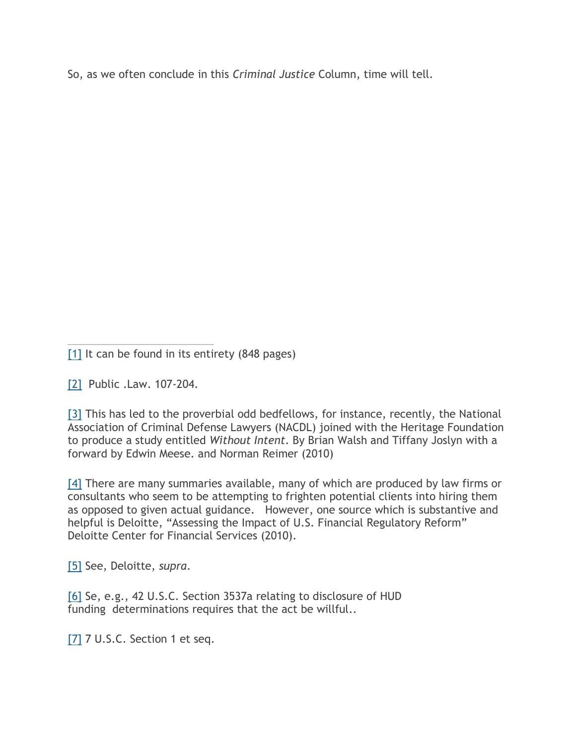So, as we often conclude in this *Criminal Justice* Column, time will tell.

---

[1] It can be found in its entirety (848 pages)

[2] Public .Law. 107-204.

[3] This has led to the proverbial odd bedfellows, for instance, recently, the National Association of Criminal Defense Lawyers (NACDL) joined with the Heritage Foundation to produce a study entitled *Without Intent*. By Brian Walsh and Tiffany Joslyn with a forward by Edwin Meese. and Norman Reimer (2010)

[4] There are many summaries available, many of which are produced by law firms or consultants who seem to be attempting to frighten potential clients into hiring them as opposed to given actual guidance. However, one source which is substantive and helpful is Deloitte, "Assessing the Impact of U.S. Financial Regulatory Reform" Deloitte Center for Financial Services (2010).

[5] See, Deloitte, *supra*.

[6] Se, e.g., 42 U.S.C. Section 3537a relating to disclosure of HUD funding determinations requires that the act be willful..

[7] 7 U.S.C. Section 1 et seq.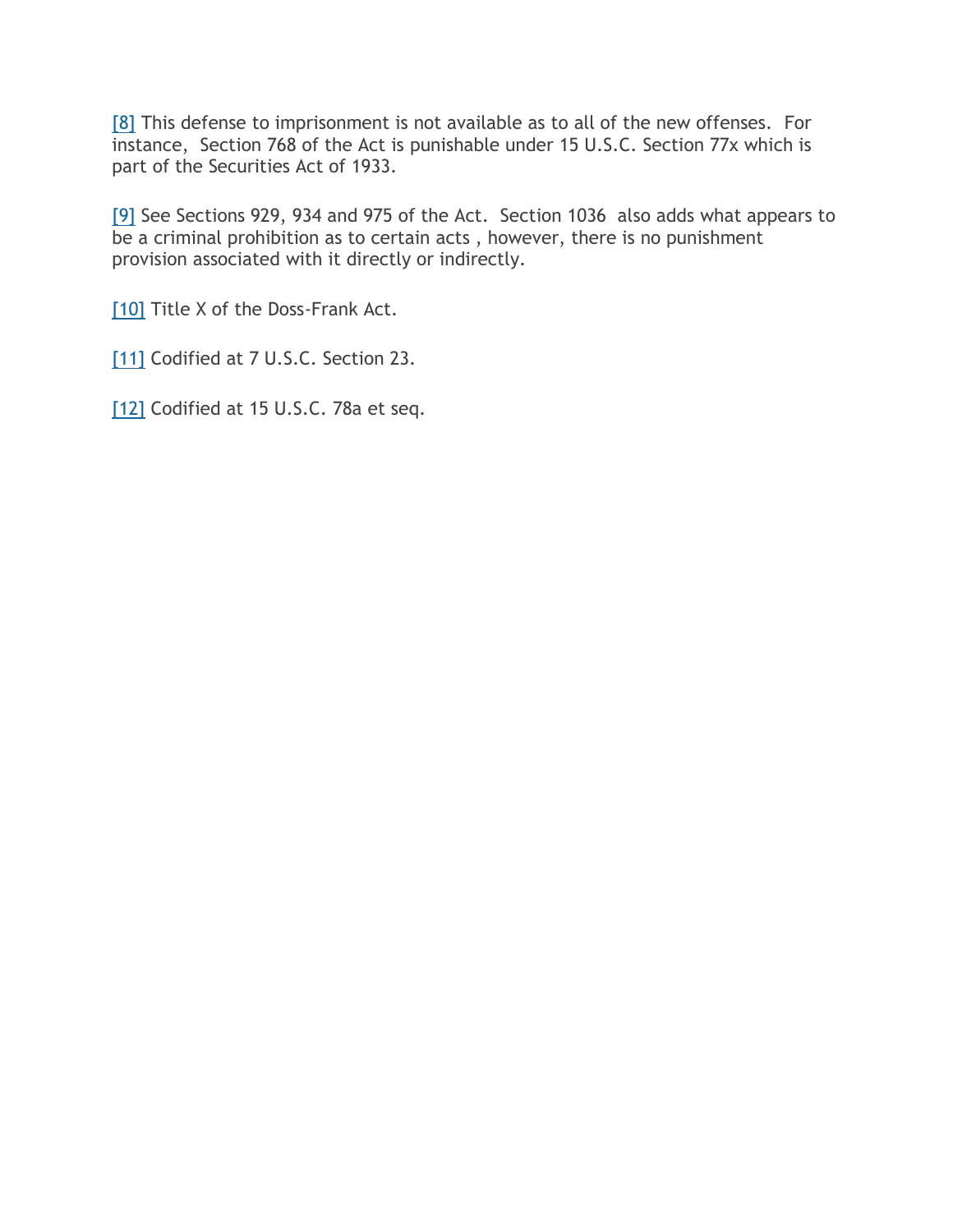[8] This defense to imprisonment is not available as to all of the new offenses.  For instance,  Section 768 of the Act is punishable under 15 U.S.C. Section 77x which is part of the Securities Act of 1933.

[9] See Sections 929, 934 and 975 of the Act.  Section 1036  also adds what appears to be a criminal prohibition as to certain acts , however, there is no punishment provision associated with it directly or indirectly.

[10] Title X of the Doss-Frank Act.

[11] Codified at 7 U.S.C. Section 23.

[12] Codified at 15 U.S.C. 78a et seq.